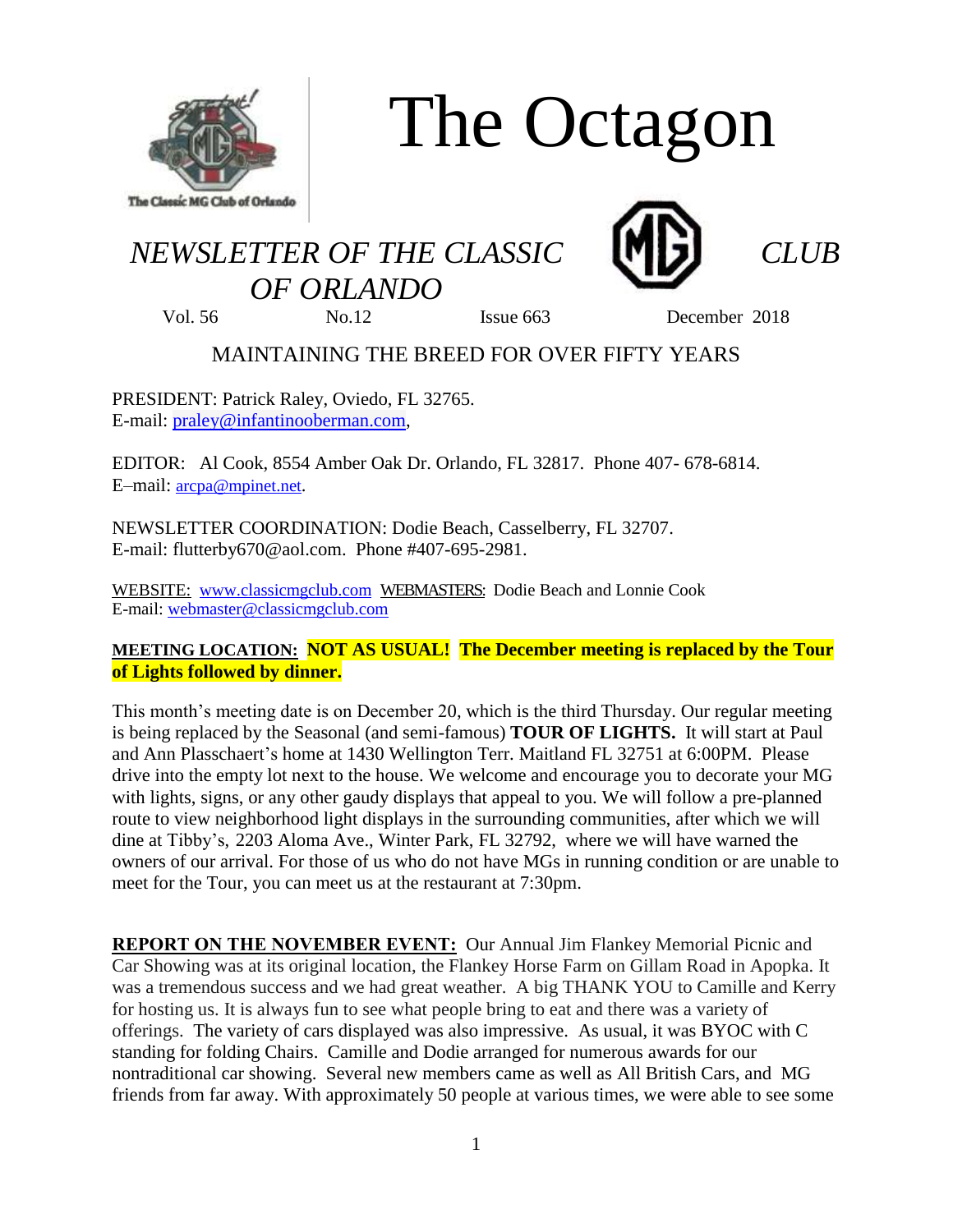# The Octagon

*NEWSLETTER OF THE CLASSIC CLUB OF ORLANDO*

Vol. 56 No.12 Issue 663 December 2018

MAINTAINING THE BREED FOR OVER FIFTY YEARS

PRESIDENT: Patrick Raley, Oviedo, FL 32765.
E-mail: praley@infantinooberman.com,

EDITOR: Al Cook, 8554 Amber Oak Dr. Orlando, FL 32817. Phone 407- 678-6814.
E–mail: arcpa@mpinet.net.

NEWSLETTER COORDINATION: Dodie Beach, Casselberry, FL 32707.
E-mail: flutterby670@aol.com. Phone #407-695-2981.

WEBSITE: www.classicmgclub.com WEBMASTERS: Dodie Beach and Lonnie Cook
E-mail: webmaster@classicmgclub.com

**MEETING LOCATION:** **NOT AS USUAL!** **The December meeting is replaced by the Tour of Lights followed by dinner.**

This month's meeting date is on December 20, which is the third Thursday. Our regular meeting is being replaced by the Seasonal (and semi-famous) **TOUR OF LIGHTS.** It will start at Paul and Ann Plasschaert's home at 1430 Wellington Terr. Maitland FL 32751 at 6:00PM. Please drive into the empty lot next to the house. We welcome and encourage you to decorate your MG with lights, signs, or any other gaudy displays that appeal to you. We will follow a pre-planned route to view neighborhood light displays in the surrounding communities, after which we will dine at Tibby's, 2203 Aloma Ave., Winter Park, FL 32792, where we will have warned the owners of our arrival. For those of us who do not have MGs in running condition or are unable to meet for the Tour, you can meet us at the restaurant at 7:30pm.

**REPORT ON THE NOVEMBER EVENT:** Our Annual Jim Flankey Memorial Picnic and Car Showing was at its original location, the Flankey Horse Farm on Gillam Road in Apopka. It was a tremendous success and we had great weather. A big THANK YOU to Camille and Kerry for hosting us. It is always fun to see what people bring to eat and there was a variety of offerings. The variety of cars displayed was also impressive. As usual, it was BYOC with C standing for folding Chairs. Camille and Dodie arranged for numerous awards for our nontraditional car showing. Several new members came as well as All British Cars, and MG friends from far away. With approximately 50 people at various times, we were able to see some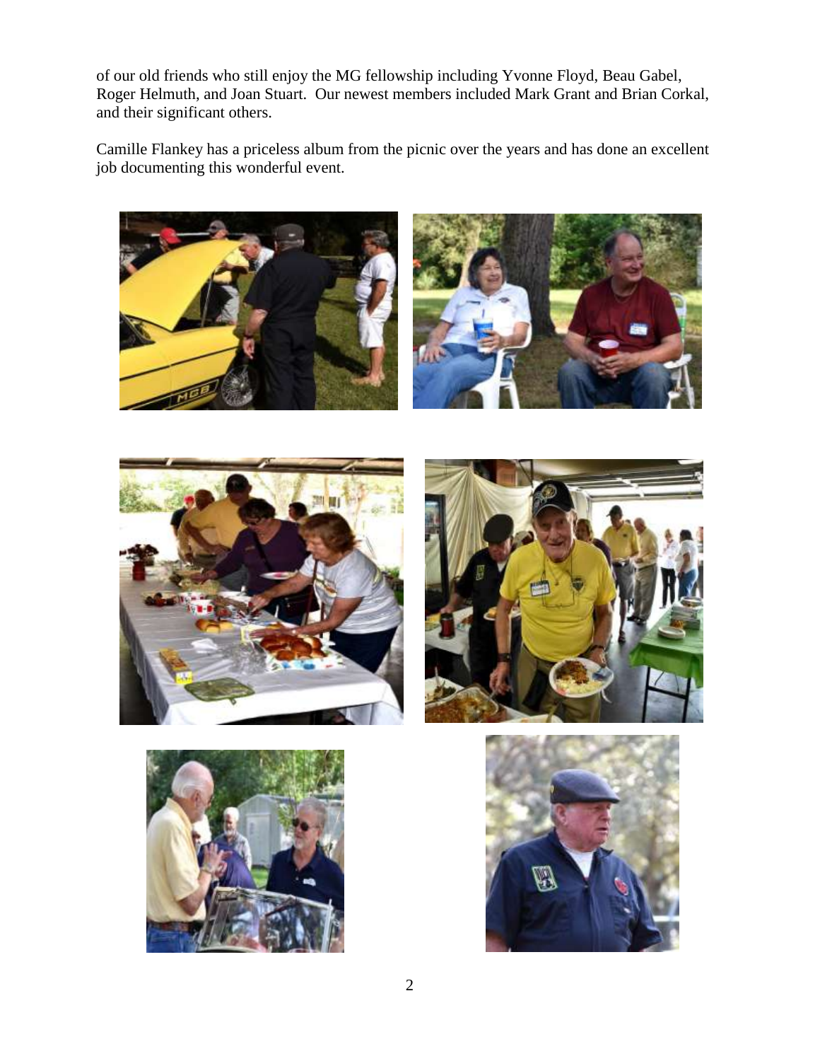of our old friends who still enjoy the MG fellowship including Yvonne Floyd, Beau Gabel, Roger Helmuth, and Joan Stuart. Our newest members included Mark Grant and Brian Corkal, and their significant others.

Camille Flankey has a priceless album from the picnic over the years and has done an excellent job documenting this wonderful event.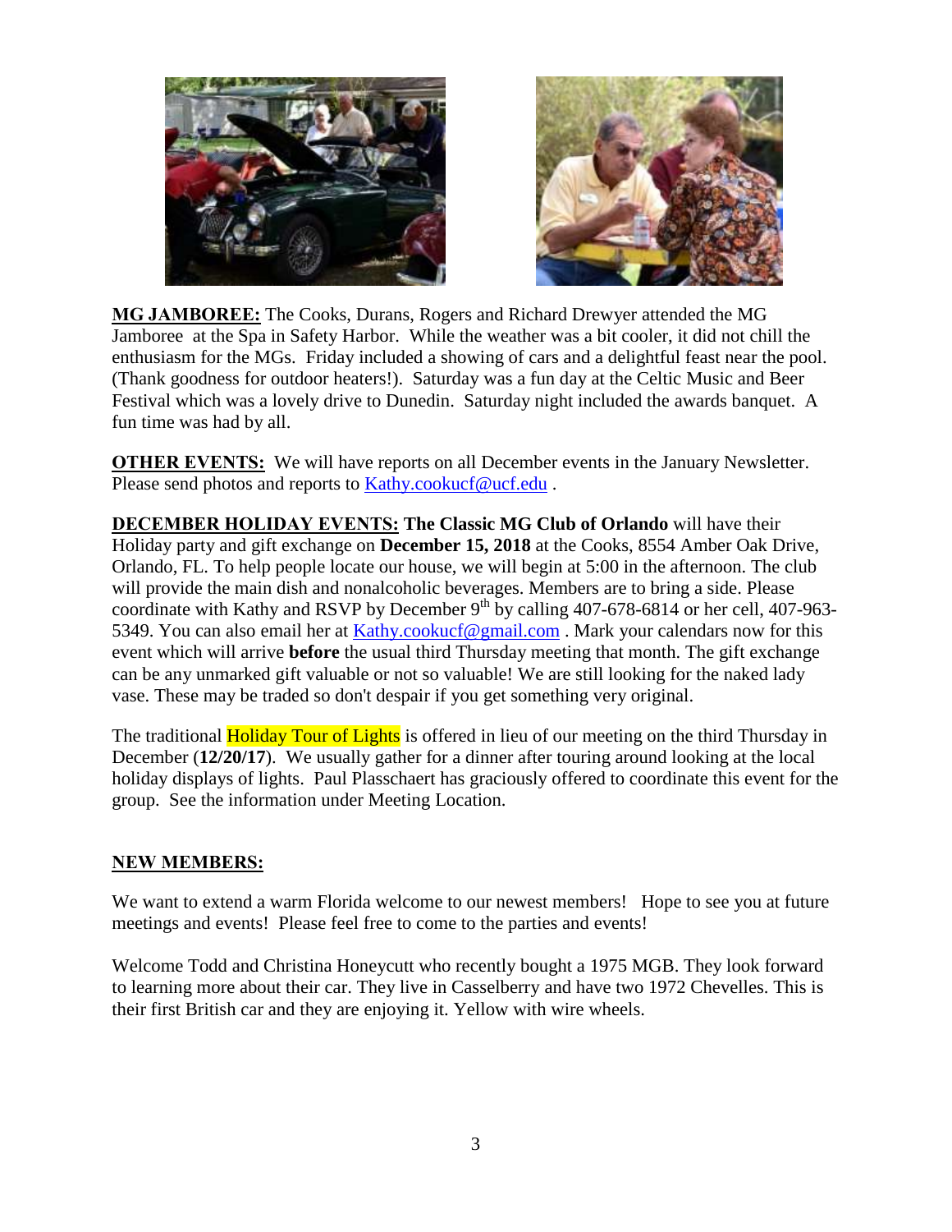**MG JAMBOREE:** The Cooks, Durans, Rogers and Richard Drewyer attended the MG Jamboree at the Spa in Safety Harbor. While the weather was a bit cooler, it did not chill the enthusiasm for the MGs. Friday included a showing of cars and a delightful feast near the pool. (Thank goodness for outdoor heaters!). Saturday was a fun day at the Celtic Music and Beer Festival which was a lovely drive to Dunedin. Saturday night included the awards banquet. A fun time was had by all.

**OTHER EVENTS:** We will have reports on all December events in the January Newsletter. Please send photos and reports to Kathy.cookucf@ucf.edu .

**DECEMBER HOLIDAY EVENTS: The Classic MG Club of Orlando** will have their Holiday party and gift exchange on **December 15, 2018** at the Cooks, 8554 Amber Oak Drive, Orlando, FL. To help people locate our house, we will begin at 5:00 in the afternoon. The club will provide the main dish and nonalcoholic beverages. Members are to bring a side. Please coordinate with Kathy and RSVP by December 9th by calling 407-678-6814 or her cell, 407-963-5349. You can also email her at Kathy.cookucf@gmail.com . Mark your calendars now for this event which will arrive **before** the usual third Thursday meeting that month. The gift exchange can be any unmarked gift valuable or not so valuable! We are still looking for the naked lady vase. These may be traded so don't despair if you get something very original.

The traditional Holiday Tour of Lights is offered in lieu of our meeting on the third Thursday in December (**12/20/17**). We usually gather for a dinner after touring around looking at the local holiday displays of lights. Paul Plasschaert has graciously offered to coordinate this event for the group. See the information under Meeting Location.

**NEW MEMBERS:**

We want to extend a warm Florida welcome to our newest members! Hope to see you at future meetings and events! Please feel free to come to the parties and events!

Welcome Todd and Christina Honeycutt who recently bought a 1975 MGB. They look forward to learning more about their car. They live in Casselberry and have two 1972 Chevelles. This is their first British car and they are enjoying it. Yellow with wire wheels.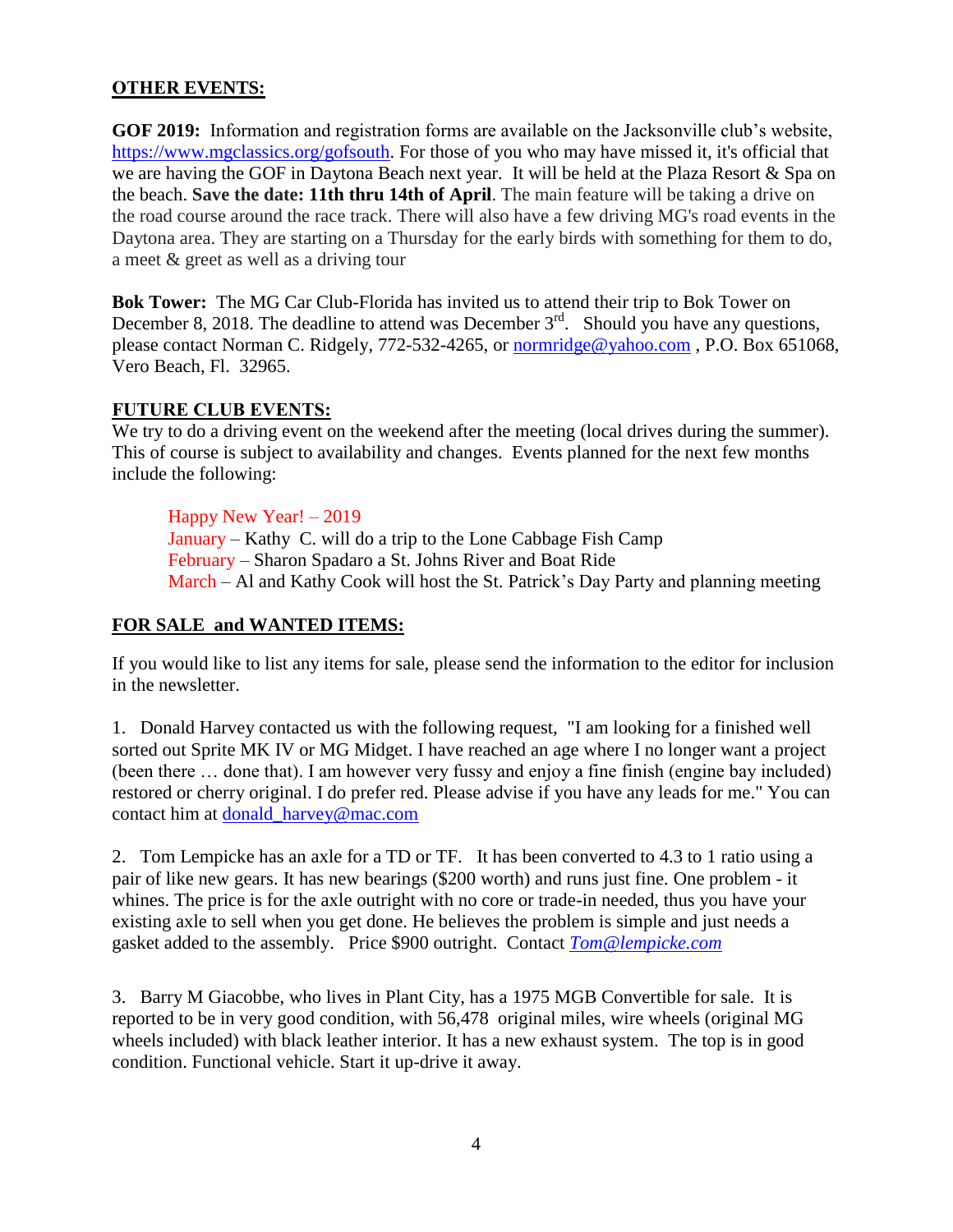## OTHER EVENTS:

**GOF 2019:** Information and registration forms are available on the Jacksonville club's website, https://www.mgclassics.org/gofsouth. For those of you who may have missed it, it's official that we are having the GOF in Daytona Beach next year. It will be held at the Plaza Resort & Spa on the beach. **Save the date: 11th thru 14th of April**. The main feature will be taking a drive on the road course around the race track. There will also have a few driving MG's road events in the Daytona area. They are starting on a Thursday for the early birds with something for them to do, a meet & greet as well as a driving tour

**Bok Tower:** The MG Car Club-Florida has invited us to attend their trip to Bok Tower on December 8, 2018. The deadline to attend was December 3rd. Should you have any questions, please contact Norman C. Ridgely, 772-532-4265, or normridge@yahoo.com , P.O. Box 651068, Vero Beach, Fl. 32965.

## FUTURE CLUB EVENTS:

We try to do a driving event on the weekend after the meeting (local drives during the summer). This of course is subject to availability and changes. Events planned for the next few months include the following:

Happy New Year! – 2019
January – Kathy C. will do a trip to the Lone Cabbage Fish Camp
February – Sharon Spadaro a St. Johns River and Boat Ride
March – Al and Kathy Cook will host the St. Patrick's Day Party and planning meeting

## FOR SALE and WANTED ITEMS:

If you would like to list any items for sale, please send the information to the editor for inclusion in the newsletter.

1. Donald Harvey contacted us with the following request, "I am looking for a finished well sorted out Sprite MK IV or MG Midget. I have reached an age where I no longer want a project (been there … done that). I am however very fussy and enjoy a fine finish (engine bay included) restored or cherry original. I do prefer red. Please advise if you have any leads for me." You can contact him at donald_harvey@mac.com

2. Tom Lempicke has an axle for a TD or TF. It has been converted to 4.3 to 1 ratio using a pair of like new gears. It has new bearings ($200 worth) and runs just fine. One problem - it whines. The price is for the axle outright with no core or trade-in needed, thus you have your existing axle to sell when you get done. He believes the problem is simple and just needs a gasket added to the assembly. Price $900 outright. Contact *Tom@lempicke.com*

3. Barry M Giacobbe, who lives in Plant City, has a 1975 MGB Convertible for sale. It is reported to be in very good condition, with 56,478 original miles, wire wheels (original MG wheels included) with black leather interior. It has a new exhaust system. The top is in good condition. Functional vehicle. Start it up-drive it away.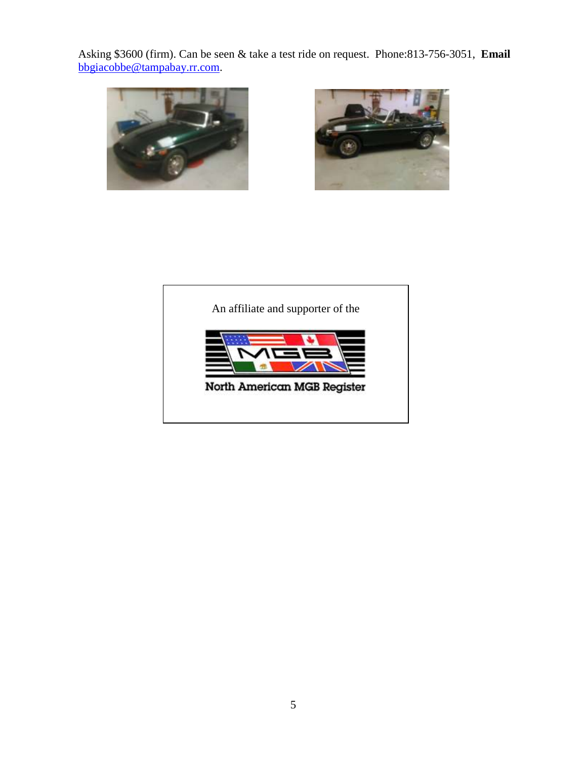Asking $3600 (firm). Can be seen & take a test ride on request. Phone:813-756-3051, **Email** bbgiacobbe@tampabay.rr.com.

An affiliate and supporter of the

North American MGB Register